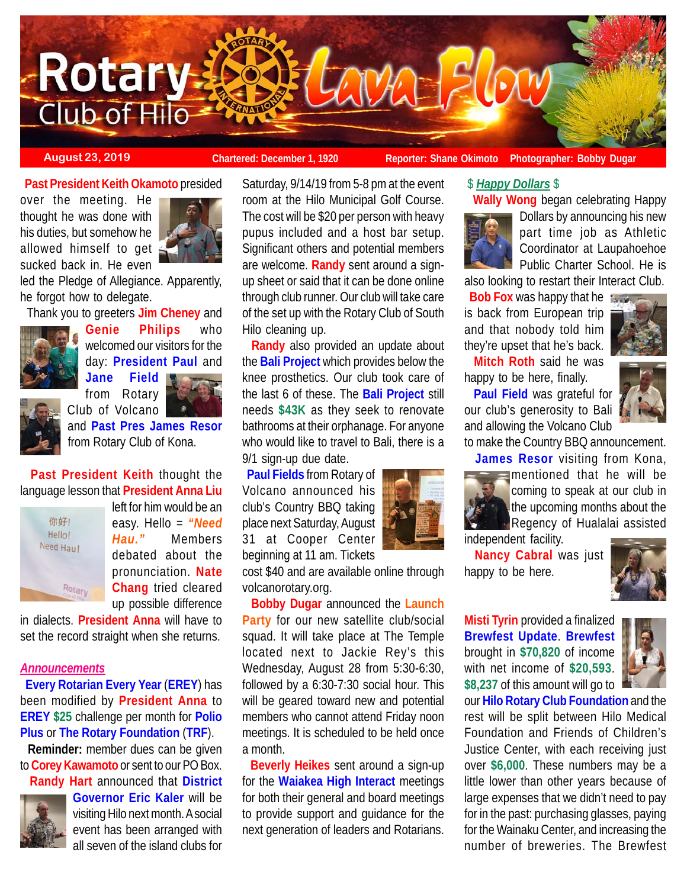# Rotary Club of Hilo Lava Flow

**August 23, 2019** | **Chartered: December 1, 1920** | **Reporter: Shane Okimoto** | **Photographer: Bobby Dugar**

**Past President Keith Okamoto** presided over the meeting. He thought he was done with his duties, but somehow he allowed himself to get sucked back in. He even led the Pledge of Allegiance. Apparently, he forgot how to delegate.

Thank you to greeters **Jim Cheney** and **Genie Philips** who welcomed our visitors for the day: **President Paul** and **Jane Field** from Rotary Club of Volcano and **Past Pres James Resor** from Rotary Club of Kona.

**Past President Keith** thought the language lesson that **President Anna Liu** left for him would be an easy. Hello = ***"Need Hau."*** Members debated about the pronunciation. **Nate Chang** tried cleared up possible difference in dialects. **President Anna** will have to set the record straight when she returns.

你好!
Hello!
Need Hau!

## *Announcements*

**Every Rotarian Every Year** (**EREY**) has been modified by **President Anna** to **EREY $25** challenge per month for **Polio Plus** or **The Rotary Foundation** (**TRF**).

**Reminder:** member dues can be given to **Corey Kawamoto** or sent to our PO Box.

**Randy Hart** announced that **District Governor Eric Kaler** will be visiting Hilo next month. A social event has been arranged with all seven of the island clubs for Saturday, 9/14/19 from 5-8 pm at the event room at the Hilo Municipal Golf Course. The cost will be $20 per person with heavy pupus included and a host bar setup. Significant others and potential members are welcome. **Randy** sent around a sign-up sheet or said that it can be done online through club runner. Our club will take care of the set up with the Rotary Club of South Hilo cleaning up.

**Randy** also provided an update about the **Bali Project** which provides below the knee prosthetics. Our club took care of the last 6 of these. The **Bali Project** still needs **$43K** as they seek to renovate bathrooms at their orphanage. For anyone who would like to travel to Bali, there is a 9/1 sign-up due date.

**Paul Fields** from Rotary of Volcano announced his club's Country BBQ taking place next Saturday, August 31 at Cooper Center beginning at 11 am. Tickets cost $40 and are available online through volcanorotary.org.

**Bobby Dugar** announced the **Launch Party** for our new satellite club/social squad. It will take place at The Temple located next to Jackie Rey's this Wednesday, August 28 from 5:30-6:30, followed by a 6:30-7:30 social hour. This will be geared toward new and potential members who cannot attend Friday noon meetings. It is scheduled to be held once a month.

**Beverly Heikes** sent around a sign-up for the **Waiakea High Interact** meetings for both their general and board meetings to provide support and guidance for the next generation of leaders and Rotarians.

## $ *Happy Dollars* $

**Wally Wong** began celebrating Happy Dollars by announcing his new part time job as Athletic Coordinator at Laupahoehoe Public Charter School. He is also looking to restart their Interact Club.

**Bob Fox** was happy that he is back from European trip and that nobody told him they're upset that he's back.

**Mitch Roth** said he was happy to be here, finally.

**Paul Field** was grateful for our club's generosity to Bali and allowing the Volcano Club to make the Country BBQ announcement.

**James Resor** visiting from Kona, mentioned that he will be coming to speak at our club in the upcoming months about the Regency of Hualalai assisted independent facility.

**Nancy Cabral** was just happy to be here.

**Misti Tyrin** provided a finalized **Brewfest Update**. **Brewfest** brought in **$70,820** of income with net income of **$20,593**. **$8,237** of this amount will go to our **Hilo Rotary Club Foundation** and the rest will be split between Hilo Medical Foundation and Friends of Children's Justice Center, with each receiving just over **$6,000**. These numbers may be a little lower than other years because of large expenses that we didn't need to pay for in the past: purchasing glasses, paying for the Wainaku Center, and increasing the number of breweries. The Brewfest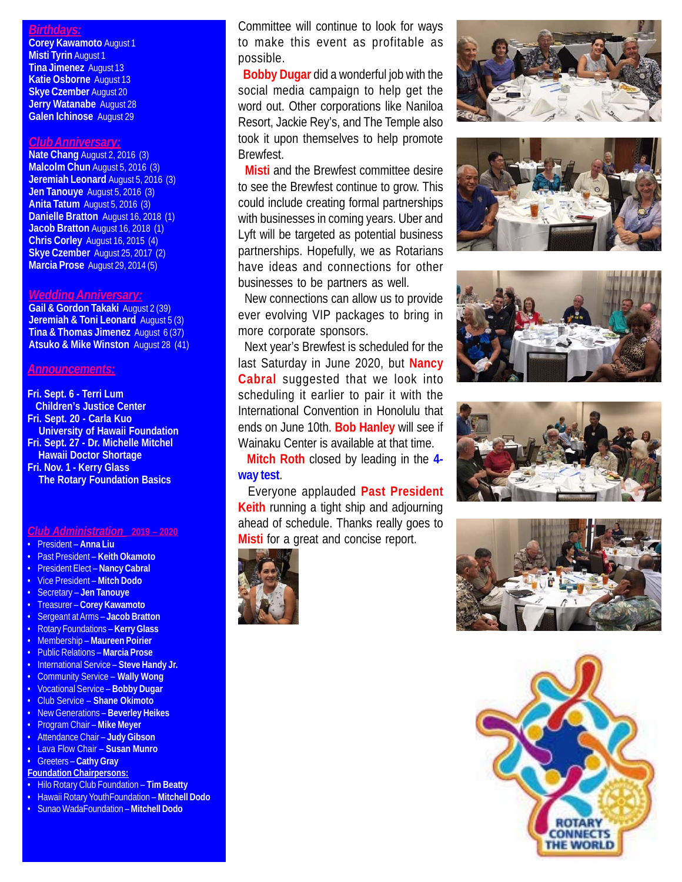## *Birthdays:*

**Corey Kawamoto** August 1
**Misti Tyrin** August 1
**Tina Jimenez** August 13
**Katie Osborne** August 13
**Skye Czember** August 20
**Jerry Watanabe** August 28
**Galen Ichinose** August 29

## *Club Anniversary:*

**Nate Chang** August 2, 2016 (3)
**Malcolm Chun** August 5, 2016 (3)
**Jeremiah Leonard** August 5, 2016 (3)
**Jen Tanouye** August 5, 2016 (3)
**Anita Tatum** August 5, 2016 (3)
**Danielle Bratton** August 16, 2018 (1)
**Jacob Bratton** August 16, 2018 (1)
**Chris Corley** August 16, 2015 (4)
**Skye Czember** August 25, 2017 (2)
**Marcia Prose** August 29, 2014 (5)

## *Wedding Anniversary:*

**Gail & Gordon Takaki** August 2 (39)
**Jeremiah & Toni Leonard** August 5 (3)
**Tina & Thomas Jimenez** August 6 (37)
**Atsuko & Mike Winston** August 28 (41)

## *Announcements:*

**Fri. Sept. 6 - Terri Lum**
**Children's Justice Center**
**Fri. Sept. 20 - Carla Kuo**
**University of Hawaii Foundation**
**Fri. Sept. 27 - Dr. Michelle Mitchel**
**Hawaii Doctor Shortage**
**Fri. Nov. 1 - Kerry Glass**
**The Rotary Foundation Basics**

## *Club Administration* 2019 – 2020

- President – **Anna Liu**
- Past President – **Keith Okamoto**
- President Elect – **Nancy Cabral**
- Vice President – **Mitch Dodo**
- Secretary – **Jen Tanouye**
- Treasurer – **Corey Kawamoto**
- Sergeant at Arms – **Jacob Bratton**
- Rotary Foundations – **Kerry Glass**
- Membership – **Maureen Poirier**
- Public Relations – **Marcia Prose**
- International Service – **Steve Handy Jr.**
- Community Service – **Wally Wong**
- Vocational Service – **Bobby Dugar**
- Club Service – **Shane Okimoto**
- New Generations – **Beverley Heikes**
- Program Chair – **Mike Meyer**
- Attendance Chair – **Judy Gibson**
- Lava Flow Chair – **Susan Munro**
- Greeters – **Cathy Gray**

**Foundation Chairpersons:**

- Hilo Rotary Club Foundation – **Tim Beatty**
- Hawaii Rotary YouthFoundation – **Mitchell Dodo**
- Sunao WadaFoundation – **Mitchell Dodo**

Committee will continue to look for ways to make this event as profitable as possible.

**Bobby Dugar** did a wonderful job with the social media campaign to help get the word out. Other corporations like Naniloa Resort, Jackie Rey's, and The Temple also took it upon themselves to help promote Brewfest.

**Misti** and the Brewfest committee desire to see the Brewfest continue to grow. This could include creating formal partnerships with businesses in coming years. Uber and Lyft will be targeted as potential business partnerships. Hopefully, we as Rotarians have ideas and connections for other businesses to be partners as well.

New connections can allow us to provide ever evolving VIP packages to bring in more corporate sponsors.

Next year's Brewfest is scheduled for the last Saturday in June 2020, but **Nancy Cabral** suggested that we look into scheduling it earlier to pair it with the International Convention in Honolulu that ends on June 10th. **Bob Hanley** will see if Wainaku Center is available at that time.

**Mitch Roth** closed by leading in the **4-way test**.

Everyone applauded **Past President Keith** running a tight ship and adjourning ahead of schedule. Thanks really goes to **Misti** for a great and concise report.

ROTARY CONNECTS THE WORLD